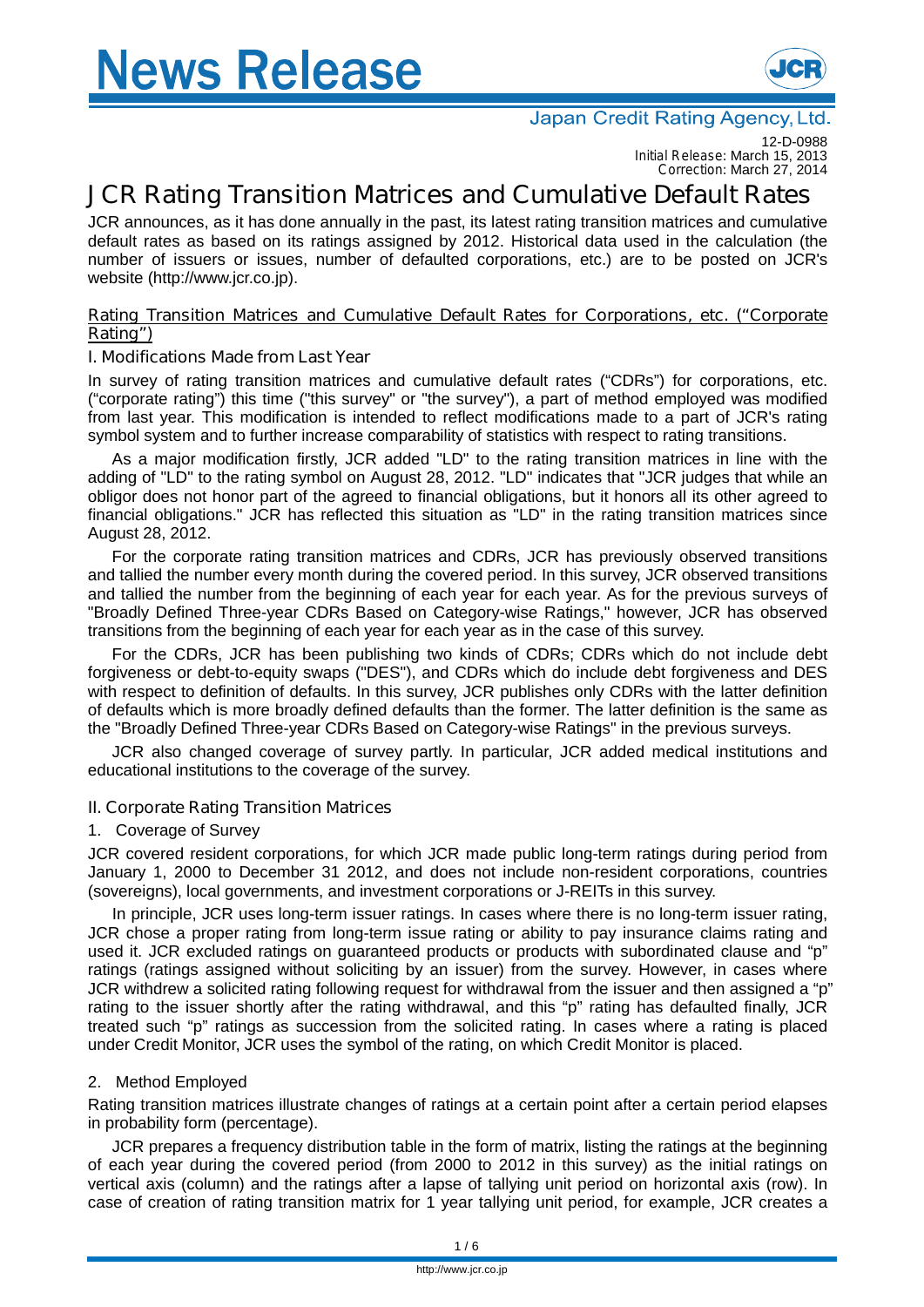# News Release

Japan Credit Rating Agency, Ltd.

12-D-0988
Initial Release: March 15, 2013
Correction: March 27, 2014

# JCR Rating Transition Matrices and Cumulative Default Rates

JCR announces, as it has done annually in the past, its latest rating transition matrices and cumulative default rates as based on its ratings assigned by 2012. Historical data used in the calculation (the number of issuers or issues, number of defaulted corporations, etc.) are to be posted on JCR's website (http://www.jcr.co.jp).

## Rating Transition Matrices and Cumulative Default Rates for Corporations, etc. ("Corporate Rating")

### I. Modifications Made from Last Year

In survey of rating transition matrices and cumulative default rates ("CDRs") for corporations, etc. ("corporate rating") this time ("this survey" or "the survey"), a part of method employed was modified from last year. This modification is intended to reflect modifications made to a part of JCR's rating symbol system and to further increase comparability of statistics with respect to rating transitions.

As a major modification firstly, JCR added "LD" to the rating transition matrices in line with the adding of "LD" to the rating symbol on August 28, 2012. "LD" indicates that "JCR judges that while an obligor does not honor part of the agreed to financial obligations, but it honors all its other agreed to financial obligations." JCR has reflected this situation as "LD" in the rating transition matrices since August 28, 2012.

For the corporate rating transition matrices and CDRs, JCR has previously observed transitions and tallied the number every month during the covered period. In this survey, JCR observed transitions and tallied the number from the beginning of each year for each year. As for the previous surveys of "Broadly Defined Three-year CDRs Based on Category-wise Ratings," however, JCR has observed transitions from the beginning of each year for each year as in the case of this survey.

For the CDRs, JCR has been publishing two kinds of CDRs; CDRs which do not include debt forgiveness or debt-to-equity swaps ("DES"), and CDRs which do include debt forgiveness and DES with respect to definition of defaults. In this survey, JCR publishes only CDRs with the latter definition of defaults which is more broadly defined defaults than the former. The latter definition is the same as the "Broadly Defined Three-year CDRs Based on Category-wise Ratings" in the previous surveys.

JCR also changed coverage of survey partly. In particular, JCR added medical institutions and educational institutions to the coverage of the survey.

### II. Corporate Rating Transition Matrices

#### 1. Coverage of Survey

JCR covered resident corporations, for which JCR made public long-term ratings during period from January 1, 2000 to December 31 2012, and does not include non-resident corporations, countries (sovereigns), local governments, and investment corporations or J-REITs in this survey.

In principle, JCR uses long-term issuer ratings. In cases where there is no long-term issuer rating, JCR chose a proper rating from long-term issue rating or ability to pay insurance claims rating and used it. JCR excluded ratings on guaranteed products or products with subordinated clause and "p" ratings (ratings assigned without soliciting by an issuer) from the survey. However, in cases where JCR withdrew a solicited rating following request for withdrawal from the issuer and then assigned a "p" rating to the issuer shortly after the rating withdrawal, and this "p" rating has defaulted finally, JCR treated such "p" ratings as succession from the solicited rating. In cases where a rating is placed under Credit Monitor, JCR uses the symbol of the rating, on which Credit Monitor is placed.

#### 2. Method Employed

Rating transition matrices illustrate changes of ratings at a certain point after a certain period elapses in probability form (percentage).

JCR prepares a frequency distribution table in the form of matrix, listing the ratings at the beginning of each year during the covered period (from 2000 to 2012 in this survey) as the initial ratings on vertical axis (column) and the ratings after a lapse of tallying unit period on horizontal axis (row). In case of creation of rating transition matrix for 1 year tallying unit period, for example, JCR creates a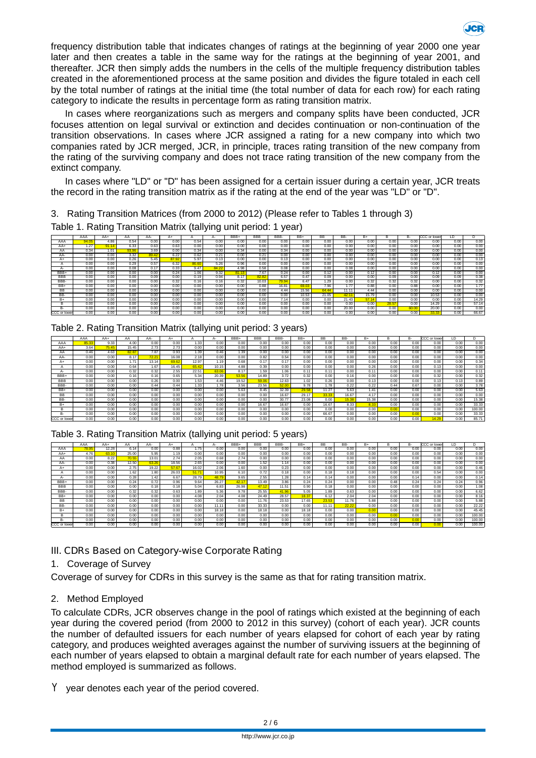frequency distribution table that indicates changes of ratings at the beginning of year 2000 one year later and then creates a table in the same way for the ratings at the beginning of year 2001, and thereafter. JCR then simply adds the numbers in the cells of the multiple frequency distribution tables created in the aforementioned process at the same position and divides the figure totaled in each cell by the total number of ratings at the initial time (the total number of data for each row) for each rating category to indicate the results in percentage form as rating transition matrix.

In cases where reorganizations such as mergers and company splits have been conducted, JCR focuses attention on legal survival or extinction and decides continuation or non-continuation of the transition observations. In cases where JCR assigned a rating for a new company into which two companies rated by JCR merged, JCR, in principle, traces rating transition of the new company from the rating of the surviving company and does not trace rating transition of the new company from the extinct company.

In cases where "LD" or "D" has been assigned for a certain issuer during a certain year, JCR treats the record in the rating transition matrix as if the rating at the end of the year was "LD" or "D".

3. Rating Transition Matrices (from 2000 to 2012) (Please refer to Tables 1 through 3)

Table 1. Rating Transition Matrix (tallying unit period: 1 year)

| | AAA | AA+ | AA | AA- | A+ | A | A- | BBB+ | BBB | BBB- | BB+ | BB | BB- | B+ | B | B- | CCC or lower | LD | D |
|---|---|---|---|---|---|---|---|---|---|---|---|---|---|---|---|---|---|---|---|
| AAA | 94.05 | 4.86 | 0.54 | 0.00 | 0.00 | 0.54 | 0.00 | 0.00 | 0.00 | 0.00 | 0.00 | 0.00 | 0.00 | 0.00 | 0.00 | 0.00 | 0.00 | 0.00 | 0.00 |
| AA+ | 1.27 | 91.14 | 6.33 | 0.63 | 0.63 | 0.00 | 0.00 | 0.00 | 0.00 | 0.00 | 0.00 | 0.00 | 0.00 | 0.00 | 0.00 | 0.00 | 0.00 | 0.00 | 0.00 |
| AA | 0.34 | 1.01 | 93.96 | 3.69 | 0.00 | 0.34 | 0.00 | 0.34 | 0.00 | 0.34 | 0.00 | 0.00 | 0.00 | 0.00 | 0.00 | 0.00 | 0.00 | 0.00 | 0.00 |
| AA- | 0.00 | 0.00 | 3.32 | 89.42 | 6.22 | 0.62 | 0.21 | 0.00 | 0.21 | 0.00 | 0.00 | 0.00 | 0.00 | 0.00 | 0.00 | 0.00 | 0.00 | 0.00 | 0.00 |
| A+ | 0.00 | 0.00 | 0.26 | 5.45 | 87.92 | 5.97 | 0.13 | 0.00 | 0.00 | 0.13 | 0.00 | 0.00 | 0.00 | 0.00 | 0.00 | 0.00 | 0.00 | 0.00 | 0.13 |
| A | 0.00 | 0.00 | 0.29 | 0.57 | 6.32 | 86.60 | 5.26 | 0.96 | 0.00 | 0.00 | 0.00 | 0.00 | 0.00 | 0.00 | 0.00 | 0.00 | 0.00 | 0.00 | 0.00 |
| A- | 0.00 | 0.00 | 0.08 | 0.17 | 0.33 | 5.47 | 84.22 | 4.98 | 0.58 | 0.08 | 0.00 | 0.00 | 0.08 | 0.00 | 0.00 | 0.00 | 0.00 | 0.00 | 0.00 |
| BBB+ | 0.00 | 0.00 | 0.00 | 0.00 | 0.24 | 1.06 | 9.32 | 81.13 | 7.67 | 0.24 | 0.00 | 0.12 | 0.00 | 0.12 | 0.00 | 0.00 | 0.12 | 0.00 | 0.00 |
| BBB | 0.00 | 0.00 | 0.00 | 0.09 | 0.00 | 0.19 | 0.94 | 8.17 | 82.82 | 6.57 | 0.47 | 0.09 | 0.00 | 0.00 | 0.09 | 0.00 | 0.09 | 0.09 | 0.38 |
| BBB- | 0.00 | 0.00 | 0.00 | 0.00 | 0.32 | 0.16 | 0.16 | 0.32 | 10.03 | 79.94 | 6.47 | 1.29 | 0.00 | 0.32 | 0.32 | 0.32 | 0.00 | 0.00 | 0.32 |
| BB+ | 0.00 | 0.00 | 0.00 | 0.00 | 0.00 | 0.00 | 0.00 | 0.00 | 0.88 | 16.81 | 69.03 | 7.96 | 1.77 | 0.88 | 0.00 | 0.88 | 0.00 | 0.00 | 1.77 |
| BB | 0.00 | 0.00 | 0.00 | 0.00 | 0.00 | 0.00 | 0.00 | 0.00 | 0.00 | 4.44 | 15.56 | 64.44 | 11.11 | 4.44 | 0.00 | 0.00 | 0.00 | 0.00 | 0.00 |
| BB- | 0.00 | 0.00 | 0.00 | 0.00 | 0.00 | 0.00 | 0.00 | 0.00 | 0.00 | 0.00 | 10.53 | 21.05 | 42.11 | 15.79 | 0.00 | 0.00 | 10.53 | 0.00 | 0.00 |
| B+ | 0.00 | 0.00 | 0.00 | 0.00 | 0.00 | 0.00 | 0.00 | 0.00 | 0.00 | 7.14 | 0.00 | 0.00 | 21.43 | 57.14 | 0.00 | 0.00 | 0.00 | 0.00 | 14.29 |
| B | 0.00 | 0.00 | 0.00 | 0.00 | 0.00 | 0.00 | 0.00 | 0.00 | 0.00 | 0.00 | 0.00 | 0.00 | 0.00 | 0.00 | 28.57 | 0.00 | 14.29 | 0.00 | 57.14 |
| B- | 0.00 | 0.00 | 0.00 | 0.00 | 0.00 | 0.00 | 0.00 | 0.00 | 0.00 | 0.00 | 0.00 | 0.00 | 20.00 | 0.00 | 0.00 | 60.00 | 20.00 | 0.00 | 0.00 |
| CCC or lower | 0.00 | 0.00 | 0.00 | 0.00 | 0.00 | 0.00 | 0.00 | 0.00 | 0.00 | 0.00 | 0.00 | 0.00 | 0.00 | 0.00 | 0.00 | 0.00 | 33.33 | 0.00 | 66.67 |

Table 2. Rating Transition Matrix (tallying unit period: 3 years)

| | AAA | AA+ | AA | AA- | A+ | A | A- | BBB+ | BBB | BBB- | BB+ | BB | BB- | B+ | B | B- | CCC or lower | LD | D |
|---|---|---|---|---|---|---|---|---|---|---|---|---|---|---|---|---|---|---|---|
| AAA | 85.33 | 9.33 | 4.00 | 0.00 | 0.00 | 1.33 | 0.00 | 0.00 | 0.00 | 0.00 | 0.00 | 0.00 | 0.00 | 0.00 | 0.00 | 0.00 | 0.00 | 0.00 | 0.00 |
| AA+ | 3.64 | 75.45 | 15.45 | 2.73 | 2.73 | 0.00 | 0.00 | 0.00 | 0.00 | 0.00 | 0.00 | 0.00 | 0.00 | 0.00 | 0.00 | 0.00 | 0.00 | 0.00 | 0.00 |
| AA | 0.46 | 4.63 | 82.87 | 7.87 | 0.93 | 1.39 | 0.46 | 1.39 | 0.00 | 0.00 | 0.00 | 0.00 | 0.00 | 0.00 | 0.00 | 0.00 | 0.00 | 0.00 | 0.00 |
| AA- | 0.00 | 0.00 | 8.17 | 72.21 | 16.08 | 2.18 | 0.00 | 0.00 | 0.82 | 0.54 | 0.00 | 0.00 | 0.00 | 0.00 | 0.00 | 0.00 | 0.00 | 0.00 | 0.00 |
| A+ | 0.00 | 0.00 | 1.71 | 13.14 | 69.62 | 12.97 | 1.19 | 0.68 | 0.17 | 0.17 | 0.00 | 0.00 | 0.00 | 0.00 | 0.00 | 0.00 | 0.00 | 0.00 | 0.34 |
| A | 0.00 | 0.00 | 0.64 | 1.67 | 16.45 | 65.42 | 10.15 | 4.88 | 0.39 | 0.00 | 0.00 | 0.00 | 0.26 | 0.00 | 0.00 | 0.00 | 0.13 | 0.00 | 0.00 |
| A- | 0.00 | 0.00 | 0.32 | 0.32 | 2.55 | 22.51 | 63.06 | 8.17 | 1.59 | 1.06 | 0.11 | 0.11 | 0.00 | 0.11 | 0.00 | 0.00 | 0.00 | 0.00 | 0.11 |
| BBB+ | 0.00 | 0.00 | 0.16 | 0.16 | 0.65 | 5.34 | 20.39 | 53.56 | 14.89 | 3.72 | 0.32 | 0.00 | 0.16 | 0.00 | 0.00 | 0.00 | 0.32 | 0.00 | 0.32 |
| BBB | 0.00 | 0.00 | 0.00 | 0.26 | 0.00 | 1.53 | 4.46 | 19.52 | 59.06 | 12.63 | 1.02 | 0.26 | 0.00 | 0.13 | 0.00 | 0.00 | 0.13 | 0.13 | 0.89 |
| BBB- | 0.00 | 0.00 | 0.00 | 0.44 | 0.44 | 1.33 | 1.78 | 3.56 | 23.56 | 52.00 | 9.78 | 1.78 | 0.22 | 0.22 | 0.44 | 0.67 | 0.00 | 0.00 | 3.78 |
| BB+ | 0.00 | 0.00 | 0.00 | 0.00 | 0.00 | 0.00 | 0.00 | 5.63 | 8.45 | 32.39 | 29.58 | 11.27 | 5.63 | 1.41 | 0.00 | 0.00 | 0.00 | 0.00 | 5.63 |
| BB | 0.00 | 0.00 | 0.00 | 0.00 | 0.00 | 0.00 | 0.00 | 0.00 | 0.00 | 16.67 | 29.17 | 33.33 | 16.67 | 4.17 | 0.00 | 0.00 | 0.00 | 0.00 | 0.00 |
| BB- | 0.00 | 0.00 | 0.00 | 0.00 | 0.00 | 0.00 | 0.00 | 0.00 | 0.00 | 30.77 | 23.08 | 0.00 | 15.38 | 15.38 | 0.00 | 0.00 | 0.00 | 0.00 | 15.38 |
| B+ | 0.00 | 0.00 | 0.00 | 0.00 | 0.00 | 0.00 | 0.00 | 0.00 | 16.67 | 16.67 | 0.00 | 16.67 | 8.33 | 8.33 | 0.00 | 0.00 | 0.00 | 0.00 | 33.33 |
| B | 0.00 | 0.00 | 0.00 | 0.00 | 0.00 | 0.00 | 0.00 | 0.00 | 0.00 | 16.67 | 0.00 | 0.00 | 16.67 | 4.17 | 0.00 | 0.00 | 0.00 | 0.00 | 100.00 |
| B- | 0.00 | 0.00 | 0.00 | 0.00 | 0.00 | 0.00 | 0.00 | 0.00 | 0.00 | 0.00 | 0.00 | 66.67 | 0.00 | 0.00 | 0.00 | 0.00 | 0.00 | 0.00 | 33.33 |
| CCC or lower | 0.00 | 0.00 | 0.00 | 0.00 | 0.00 | 0.00 | 0.00 | 0.00 | 0.00 | 0.00 | 0.00 | 0.00 | 0.00 | 0.00 | 0.00 | 0.00 | 14.29 | 0.00 | 85.71 |

Table 3. Rating Transition Matrix (tallying unit period: 5 years)

| | AAA | AA+ | AA | AA- | A+ | A | A- | BBB+ | BBB | BBB- | BB+ | BB | BB- | B+ | B | B- | CCC or lower | LD | D |
|---|---|---|---|---|---|---|---|---|---|---|---|---|---|---|---|---|---|---|---|
| AAA | 78.95 | 12.28 | 6.14 | 0.00 | 0.88 | 1.75 | 0.00 | 0.00 | 0.00 | 0.00 | 0.00 | 0.00 | 0.00 | 0.00 | 0.00 | 0.00 | 0.00 | 0.00 | 0.00 |
| AA+ | 4.76 | 63.10 | 25.00 | 5.95 | 1.19 | 0.00 | 0.00 | 0.00 | 0.00 | 0.00 | 0.00 | 0.00 | 0.00 | 0.00 | 0.00 | 0.00 | 0.00 | 0.00 | 0.00 |
| AA | 0.00 | 8.22 | 70.55 | 13.01 | 2.74 | 2.05 | 0.68 | 2.74 | 0.00 | 0.00 | 0.00 | 0.00 | 0.00 | 0.00 | 0.00 | 0.00 | 0.00 | 0.00 | 0.00 |
| AA- | 0.00 | 0.38 | 12.50 | 63.26 | 18.56 | 2.65 | 0.00 | 0.00 | 1.52 | 1.14 | 0.00 | 0.00 | 0.00 | 0.00 | 0.00 | 0.00 | 0.00 | 0.00 | 0.00 |
| A+ | 0.00 | 0.00 | 2.75 | 19.22 | 57.67 | 16.02 | 2.06 | 1.60 | 0.00 | 0.23 | 0.00 | 0.00 | 0.00 | 0.00 | 0.00 | 0.00 | 0.00 | 0.00 | 0.46 |
| A | 0.00 | 0.00 | 1.62 | 1.80 | 26.03 | 51.71 | 10.95 | 6.10 | 0.72 | 0.18 | 0.00 | 0.18 | 0.18 | 0.00 | 0.00 | 0.00 | 0.54 | 0.00 | 0.00 |
| A- | 0.00 | 0.00 | 0.28 | 1.42 | 6.67 | 28.79 | 48.79 | 9.65 | 2.55 | 1.28 | 0.14 | 0.14 | 0.00 | 0.00 | 0.00 | 0.14 | 0.00 | 0.00 | 0.14 |
| BBB+ | 0.00 | 0.00 | 0.24 | 0.72 | 0.96 | 9.64 | 26.27 | 42.17 | 13.49 | 3.86 | 0.24 | 0.24 | 0.00 | 0.00 | 0.48 | 0.24 | 0.24 | 0.24 | 0.96 |
| BBB | 0.00 | 0.00 | 0.00 | 0.18 | 0.18 | 5.04 | 6.83 | 26.98 | 47.12 | 11.51 | 0.90 | 0.18 | 0.00 | 0.00 | 0.00 | 0.00 | 0.00 | 0.00 | 1.08 |
| BBB- | 0.00 | 0.00 | 0.32 | 0.32 | 0.63 | 1.89 | 5.36 | 9.78 | 25.55 | 41.96 | 5.05 | 1.89 | 0.63 | 0.00 | 0.00 | 0.00 | 0.00 | 0.00 | 6.62 |
| BB+ | 0.00 | 0.00 | 0.00 | 0.00 | 0.00 | 4.08 | 2.04 | 4.08 | 24.49 | 28.57 | 18.37 | 6.12 | 2.04 | 2.04 | 0.00 | 0.00 | 0.00 | 0.00 | 8.16 |
| BB | 0.00 | 0.00 | 0.00 | 0.00 | 0.00 | 0.00 | 0.00 | 0.00 | 11.76 | 23.53 | 17.65 | 23.53 | 11.76 | 5.88 | 0.00 | 0.00 | 0.00 | 0.00 | 5.88 |
| BB- | 0.00 | 0.00 | 0.00 | 0.00 | 0.00 | 0.00 | 11.11 | 0.00 | 33.33 | 0.00 | 0.00 | 11.11 | 22.22 | 0.00 | 0.00 | 0.00 | 0.00 | 0.00 | 22.22 |
| B+ | 0.00 | 0.00 | 0.00 | 0.00 | 0.00 | 0.00 | 18.18 | 0.00 | 18.18 | 0.00 | 18.18 | 0.00 | 0.00 | 0.00 | 0.00 | 0.00 | 0.00 | 0.00 | 45.45 |
| B | 0.00 | 0.00 | 0.00 | 0.00 | 0.00 | 0.00 | 0.00 | 0.00 | 0.00 | 0.00 | 0.00 | 0.00 | 0.00 | 0.00 | 0.00 | 0.00 | 0.00 | 0.00 | 100.00 |
| B- | 0.00 | 0.00 | 0.00 | 0.00 | 0.00 | 0.00 | 0.00 | 0.00 | 0.00 | 0.00 | 0.00 | 0.00 | 0.00 | 0.00 | 0.00 | 0.00 | 0.00 | 0.00 | 100.00 |
| CCC or lower | 0.00 | 0.00 | 0.00 | 0.00 | 0.00 | 0.00 | 0.00 | 0.00 | 0.00 | 0.00 | 0.00 | 0.00 | 0.00 | 0.00 | 0.00 | 0.00 | 0.00 | 0.00 | 100.00 |

## III. CDRs Based on Category-wise Corporate Rating

### 1. Coverage of Survey

Coverage of survey for CDRs in this survey is the same as that for rating transition matrix.

### 2. Method Employed

To calculate CDRs, JCR observes change in the pool of ratings which existed at the beginning of each year during the covered period (from 2000 to 2012 in this survey) (cohort of each year). JCR counts the number of defaulted issuers for each number of years elapsed for cohort of each year by rating category, and produces weighted averages against the number of surviving issuers at the beginning of each number of years elapsed to obtain a marginal default rate for each number of years elapsed. The method employed is summarized as follows.

Y year denotes each year of the period covered.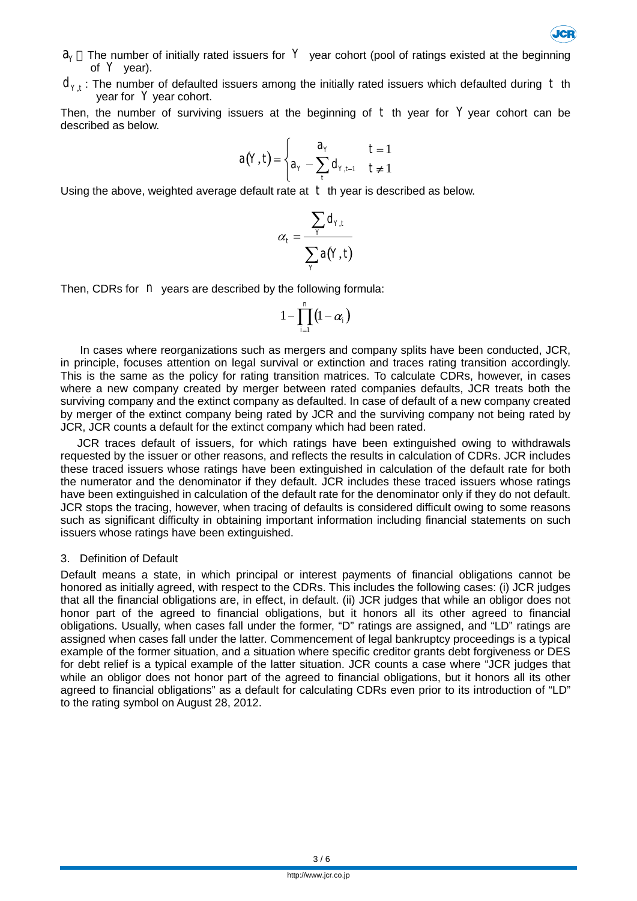$a_Y$ : The number of initially rated issuers for $Y$ year cohort (pool of ratings existed at the beginning of $Y$ year).

$d_{Y,t}$ : The number of defaulted issuers among the initially rated issuers which defaulted during $t$ th year for $Y$ year cohort.

Then, the number of surviving issuers at the beginning of $t$ th year for $Y$ year cohort can be described as below.

$$a(Y,t) = \begin{cases} a_Y & t = 1 \\ a_Y - \sum_t d_{Y,t-1} & t \neq 1 \end{cases}$$

Using the above, weighted average default rate at $t$ th year is described as below.

$$\alpha_t = \frac{\sum_Y d_{Y,t}}{\sum_Y a(Y,t)}$$

Then, CDRs for $n$ years are described by the following formula:

$$1 - \prod_{i=1}^{n} (1 - \alpha_i)$$

In cases where reorganizations such as mergers and company splits have been conducted, JCR, in principle, focuses attention on legal survival or extinction and traces rating transition accordingly. This is the same as the policy for rating transition matrices. To calculate CDRs, however, in cases where a new company created by merger between rated companies defaults, JCR treats both the surviving company and the extinct company as defaulted. In case of default of a new company created by merger of the extinct company being rated by JCR and the surviving company not being rated by JCR, JCR counts a default for the extinct company which had been rated.

JCR traces default of issuers, for which ratings have been extinguished owing to withdrawals requested by the issuer or other reasons, and reflects the results in calculation of CDRs. JCR includes these traced issuers whose ratings have been extinguished in calculation of the default rate for both the numerator and the denominator if they default. JCR includes these traced issuers whose ratings have been extinguished in calculation of the default rate for the denominator only if they do not default. JCR stops the tracing, however, when tracing of defaults is considered difficult owing to some reasons such as significant difficulty in obtaining important information including financial statements on such issuers whose ratings have been extinguished.

## 3. Definition of Default

Default means a state, in which principal or interest payments of financial obligations cannot be honored as initially agreed, with respect to the CDRs. This includes the following cases: (i) JCR judges that all the financial obligations are, in effect, in default. (ii) JCR judges that while an obligor does not honor part of the agreed to financial obligations, but it honors all its other agreed to financial obligations. Usually, when cases fall under the former, "D" ratings are assigned, and "LD" ratings are assigned when cases fall under the latter. Commencement of legal bankruptcy proceedings is a typical example of the former situation, and a situation where specific creditor grants debt forgiveness or DES for debt relief is a typical example of the latter situation. JCR counts a case where "JCR judges that while an obligor does not honor part of the agreed to financial obligations, but it honors all its other agreed to financial obligations" as a default for calculating CDRs even prior to its introduction of "LD" to the rating symbol on August 28, 2012.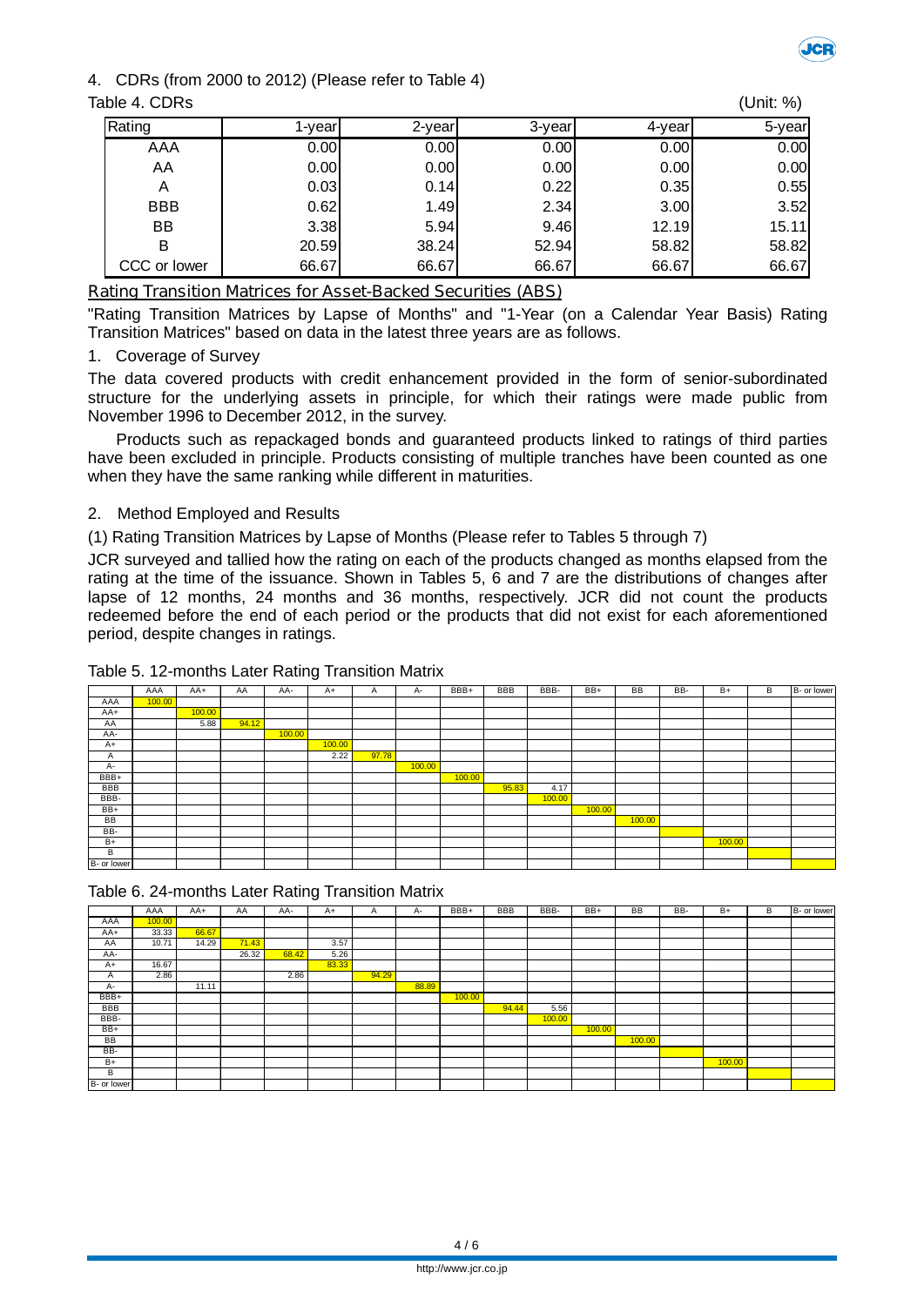4. CDRs (from 2000 to 2012) (Please refer to Table 4)

Table 4. CDRs (Unit: %)

| Rating | 1-year | 2-year | 3-year | 4-year | 5-year |
|---|---|---|---|---|---|
| AAA | 0.00 | 0.00 | 0.00 | 0.00 | 0.00 |
| AA | 0.00 | 0.00 | 0.00 | 0.00 | 0.00 |
| A | 0.03 | 0.14 | 0.22 | 0.35 | 0.55 |
| BBB | 0.62 | 1.49 | 2.34 | 3.00 | 3.52 |
| BB | 3.38 | 5.94 | 9.46 | 12.19 | 15.11 |
| B | 20.59 | 38.24 | 52.94 | 58.82 | 58.82 |
| CCC or lower | 66.67 | 66.67 | 66.67 | 66.67 | 66.67 |

## Rating Transition Matrices for Asset-Backed Securities (ABS)

"Rating Transition Matrices by Lapse of Months" and "1-Year (on a Calendar Year Basis) Rating Transition Matrices" based on data in the latest three years are as follows.

1. Coverage of Survey

The data covered products with credit enhancement provided in the form of senior-subordinated structure for the underlying assets in principle, for which their ratings were made public from November 1996 to December 2012, in the survey.

Products such as repackaged bonds and guaranteed products linked to ratings of third parties have been excluded in principle. Products consisting of multiple tranches have been counted as one when they have the same ranking while different in maturities.

2. Method Employed and Results

(1) Rating Transition Matrices by Lapse of Months (Please refer to Tables 5 through 7)

JCR surveyed and tallied how the rating on each of the products changed as months elapsed from the rating at the time of the issuance. Shown in Tables 5, 6 and 7 are the distributions of changes after lapse of 12 months, 24 months and 36 months, respectively. JCR did not count the products redeemed before the end of each period or the products that did not exist for each aforementioned period, despite changes in ratings.

Table 5. 12-months Later Rating Transition Matrix

| | AAA | AA+ | AA | AA- | A+ | A | A- | BBB+ | BBB | BBB- | BB+ | BB | BB- | B+ | B | B- or lower |
|---|---|---|---|---|---|---|---|---|---|---|---|---|---|---|---|---|
| AAA | 100.00 | | | | | | | | | | | | | | | |
| AA+ | | 100.00 | | | | | | | | | | | | | | |
| AA | | 5.88 | 94.12 | | | | | | | | | | | | | |
| AA- | | | | 100.00 | | | | | | | | | | | | |
| A+ | | | | | 100.00 | | | | | | | | | | | |
| A | | | | | 2.22 | 97.78 | | | | | | | | | | |
| A- | | | | | | | 100.00 | | | | | | | | | |
| BBB+ | | | | | | | | 100.00 | | | | | | | | |
| BBB | | | | | | | | | 95.83 | 4.17 | | | | | | |
| BBB- | | | | | | | | | | 100.00 | | | | | | |
| BB+ | | | | | | | | | | | 100.00 | | | | | |
| BB | | | | | | | | | | | | 100.00 | | | | |
| BB- | | | | | | | | | | | | | | | | |
| B+ | | | | | | | | | | | | | | 100.00 | | |
| B | | | | | | | | | | | | | | | | |
| B- or lower | | | | | | | | | | | | | | | | |

Table 6. 24-months Later Rating Transition Matrix

| | AAA | AA+ | AA | AA- | A+ | A | A- | BBB+ | BBB | BBB- | BB+ | BB | BB- | B+ | B | B- or lower |
|---|---|---|---|---|---|---|---|---|---|---|---|---|---|---|---|---|
| AAA | 100.00 | | | | | | | | | | | | | | | |
| AA+ | 33.33 | 66.67 | | | | | | | | | | | | | | |
| AA | 10.71 | 14.29 | 71.43 | | 3.57 | | | | | | | | | | | |
| AA- | | | 26.32 | 68.42 | 5.26 | | | | | | | | | | | |
| A+ | 16.67 | | | | 83.33 | | | | | | | | | | | |
| A | 2.86 | | | 2.86 | | 94.29 | | | | | | | | | | |
| A- | | 11.11 | | | | | 88.89 | | | | | | | | | |
| BBB+ | | | | | | | | 100.00 | | | | | | | | |
| BBB | | | | | | | | | 94.44 | 5.56 | | | | | | |
| BBB- | | | | | | | | | | 100.00 | | | | | | |
| BB+ | | | | | | | | | | | 100.00 | | | | | |
| BB | | | | | | | | | | | | 100.00 | | | | |
| BB- | | | | | | | | | | | | | | | | |
| B+ | | | | | | | | | | | | | | 100.00 | | |
| B | | | | | | | | | | | | | | | | |
| B- or lower | | | | | | | | | | | | | | | | |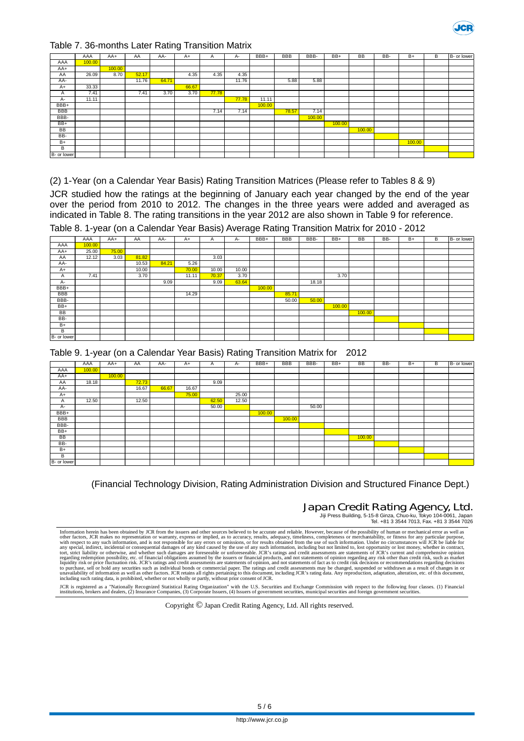Table 7. 36-months Later Rating Transition Matrix

| | AAA | AA+ | AA | AA- | A+ | A | A- | BBB+ | BBB | BBB- | BB+ | BB | BB- | B+ | B | B- or lower |
|---|---|---|---|---|---|---|---|---|---|---|---|---|---|---|---|---|
| AAA | 100.00 | | | | | | | | | | | | | | | |
| AA+ | | 100.00 | | | | | | | | | | | | | | |
| AA | 26.09 | 8.70 | 52.17 | | 4.35 | 4.35 | 4.35 | | | | | | | | | |
| AA- | | | 11.76 | 64.71 | | | 11.76 | | 5.88 | 5.88 | | | | | | |
| A+ | 33.33 | | | | 66.67 | | | | | | | | | | | |
| A | 7.41 | | 7.41 | 3.70 | 3.70 | 77.78 | | | | | | | | | | |
| A- | 11.11 | | | | | | 77.78 | 11.11 | | | | | | | | |
| BBB+ | | | | | | | | 100.00 | | | | | | | | |
| BBB | | | | | | 7.14 | 7.14 | | 78.57 | 7.14 | | | | | | |
| BBB- | | | | | | | | | | 100.00 | | | | | | |
| BB+ | | | | | | | | | | | 100.00 | | | | | |
| BB | | | | | | | | | | | | 100.00 | | | | |
| BB- | | | | | | | | | | | | | | | | |
| B+ | | | | | | | | | | | | | | 100.00 | | |
| B | | | | | | | | | | | | | | | | |
| B- or lower | | | | | | | | | | | | | | | | |

(2) 1-Year (on a Calendar Year Basis) Rating Transition Matrices (Please refer to Tables 8 & 9)

JCR studied how the ratings at the beginning of January each year changed by the end of the year over the period from 2010 to 2012. The changes in the three years were added and averaged as indicated in Table 8. The rating transitions in the year 2012 are also shown in Table 9 for reference.

Table 8. 1-year (on a Calendar Year Basis) Average Rating Transition Matrix for 2010 - 2012

| | AAA | AA+ | AA | AA- | A+ | A | A- | BBB+ | BBB | BBB- | BB+ | BB | BB- | B+ | B | B- or lower |
|---|---|---|---|---|---|---|---|---|---|---|---|---|---|---|---|---|
| AAA | 100.00 | | | | | | | | | | | | | | | |
| AA+ | 25.00 | 75.00 | | | | | | | | | | | | | | |
| AA | 12.12 | 3.03 | 81.82 | | | 3.03 | | | | | | | | | | |
| AA- | | | 10.53 | 84.21 | 5.26 | | | | | | | | | | | |
| A+ | | | 10.00 | | 70.00 | 10.00 | 10.00 | | | | | | | | | |
| A | 7.41 | | 3.70 | | 11.11 | 70.37 | 3.70 | | | | 3.70 | | | | | |
| A- | | | | 9.09 | | 9.09 | 63.64 | | | 18.18 | | | | | | |
| BBB+ | | | | | | | | 100.00 | | | | | | | | |
| BBB | | | | | 14.29 | | | | 85.71 | | | | | | | |
| BBB- | | | | | | | | | 50.00 | 50.00 | | | | | | |
| BB+ | | | | | | | | | | | 100.00 | | | | | |
| BB | | | | | | | | | | | | 100.00 | | | | |
| BB- | | | | | | | | | | | | | | | | |
| B+ | | | | | | | | | | | | | | | | |
| B | | | | | | | | | | | | | | | | |
| B- or lower | | | | | | | | | | | | | | | | |

Table 9. 1-year (on a Calendar Year Basis) Rating Transition Matrix for 2012

| | AAA | AA+ | AA | AA- | A+ | A | A- | BBB+ | BBB | BBB- | BB+ | BB | BB- | B+ | B | B- or lower |
|---|---|---|---|---|---|---|---|---|---|---|---|---|---|---|---|---|
| AAA | 100.00 | | | | | | | | | | | | | | | |
| AA+ | | 100.00 | | | | | | | | | | | | | | |
| AA | 18.18 | | 72.73 | | | 9.09 | | | | | | | | | | |
| AA- | | | 16.67 | 66.67 | 16.67 | | | | | | | | | | | |
| A+ | | | | | 75.00 | | 25.00 | | | | | | | | | |
| A | 12.50 | | 12.50 | | | 62.50 | 12.50 | | | | | | | | | |
| A- | | | | | | 50.00 | | | | 50.00 | | | | | | |
| BBB+ | | | | | | | | 100.00 | | | | | | | | |
| BBB | | | | | | | | | 100.00 | | | | | | | |
| BBB- | | | | | | | | | | | | | | | | |
| BB+ | | | | | | | | | | | | | | | | |
| BB | | | | | | | | | | | | 100.00 | | | | |
| BB- | | | | | | | | | | | | | | | | |
| B+ | | | | | | | | | | | | | | | | |
| B | | | | | | | | | | | | | | | | |
| B- or lower | | | | | | | | | | | | | | | | |

(Financial Technology Division, Rating Administration Division and Structured Finance Dept.)

**Japan Credit Rating Agency, Ltd.**
Jiji Press Building, 5-15-8 Ginza, Chuo-ku, Tokyo 104-0061, Japan
Tel. +81 3 3544 7013, Fax. +81 3 3544 7026

Information herein has been obtained by JCR from the issuers and other sources believed to be accurate and reliable. However, because of the possibility of human or mechanical error as well as other factors, JCR makes no representation or warranty, express or implied, as to accuracy, results, adequacy, timeliness, completeness or merchantability, or fitness for any particular purpose, with respect to any such information, and is not responsible for any errors or omissions, or for results obtained from the use of such information. Under no circumstances will JCR be liable for any special, indirect, incidental or consequential damages of any kind caused by the use of any such information, including but not limited to, lost opportunity or lost money, whether in contract, tort, strict liability or otherwise, and whether such damages are foreseeable or unforeseeable. JCR's ratings and credit assessments are statements of JCR's current and comprehensive opinion regarding redemption possibility, etc. of financial obligations assumed by the issuers or financial products, and not statements of opinion regarding any risk other than credit risk, such as market liquidity risk or price fluctuation risk. JCR's ratings and credit assessments are statements of opinion, and not statements of fact as to credit risk decisions or recommendations regarding decisions to purchase, sell or hold any securities such as individual bonds or commercial paper. The ratings and credit assessments may be changed, suspended or withdrawn as a result of changes in or unavailability of information as well as other factors. JCR retains all rights pertaining to this document, including JCR's rating data. Any reproduction, adaptation, alteration, etc. of this document, including such rating data, is prohibited, whether or not wholly or partly, without prior consent of JCR.

JCR is registered as a "Nationally Recognized Statistical Rating Organization" with the U.S. Securities and Exchange Commission with respect to the following four classes. (1) Financial institutions, brokers and dealers, (2) Insurance Companies, (3) Corporate Issuers, (4) Issuers of government securities, municipal securities and foreign government securities.

Copyright © Japan Credit Rating Agency, Ltd. All rights reserved.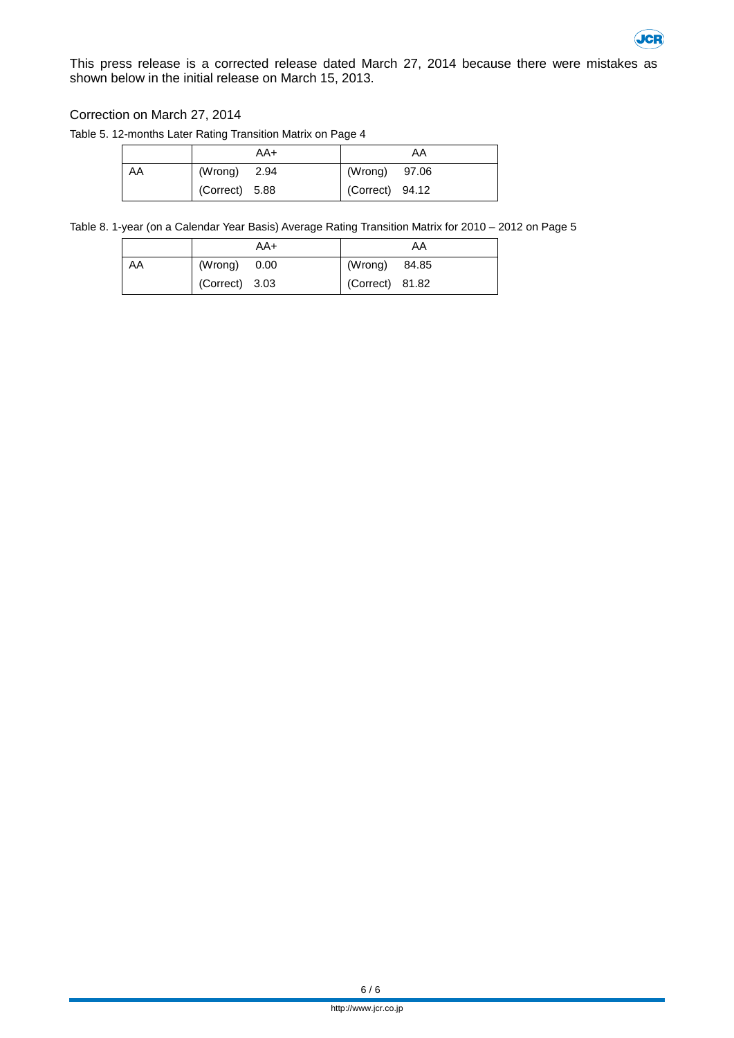This press release is a corrected release dated March 27, 2014 because there were mistakes as shown below in the initial release on March 15, 2013.

## Correction on March 27, 2014

Table 5. 12-months Later Rating Transition Matrix on Page 4

| | AA+ | AA |
|---|---|---|
| AA | (Wrong) 2.94 | (Wrong) 97.06 |
| | (Correct) 5.88 | (Correct) 94.12 |

Table 8. 1-year (on a Calendar Year Basis) Average Rating Transition Matrix for 2010 – 2012 on Page 5

| | AA+ | AA |
|---|---|---|
| AA | (Wrong) 0.00 | (Wrong) 84.85 |
| | (Correct) 3.03 | (Correct) 81.82 |